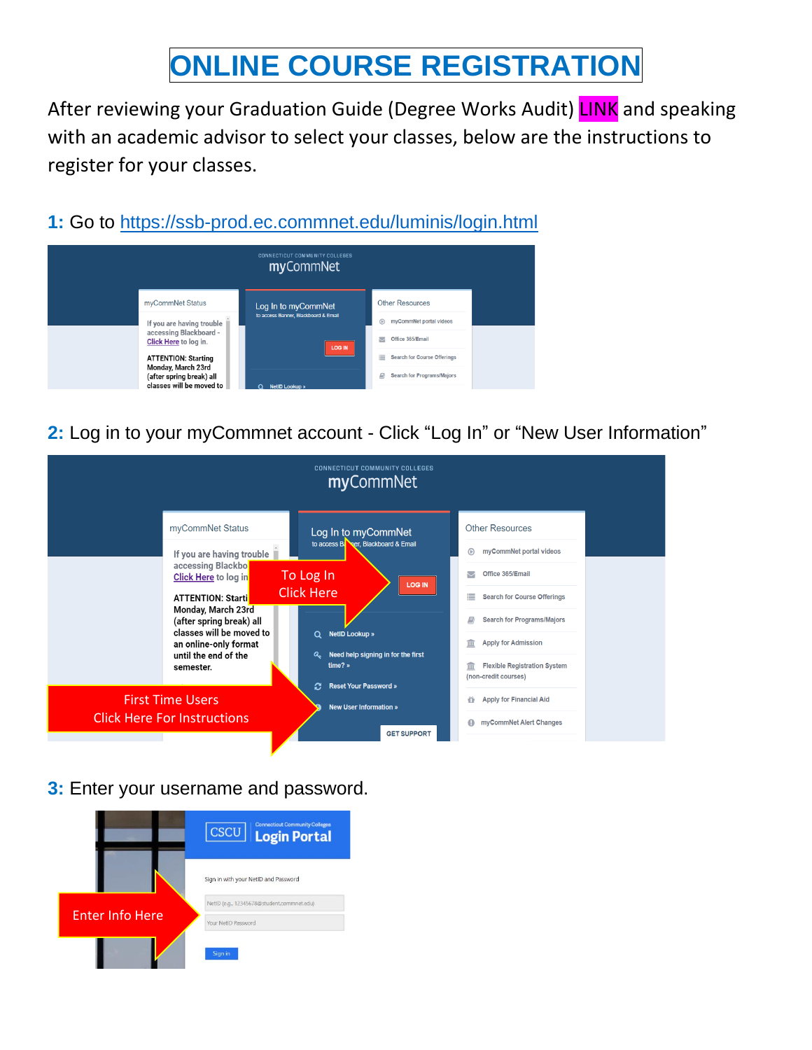# ONLINE COURSE REGISTRATION

After reviewing your Graduation Guide (Degree Works Audit) LINK and speaking with an academic advisor to select your classes, below are the instructions to register for your classes.

**1:** Go to https://ssb-prod.ec.commnet.edu/luminis/login.html

**2:** Log in to your myCommnet account - Click "Log In" or "New User Information"

**3:** Enter your username and password.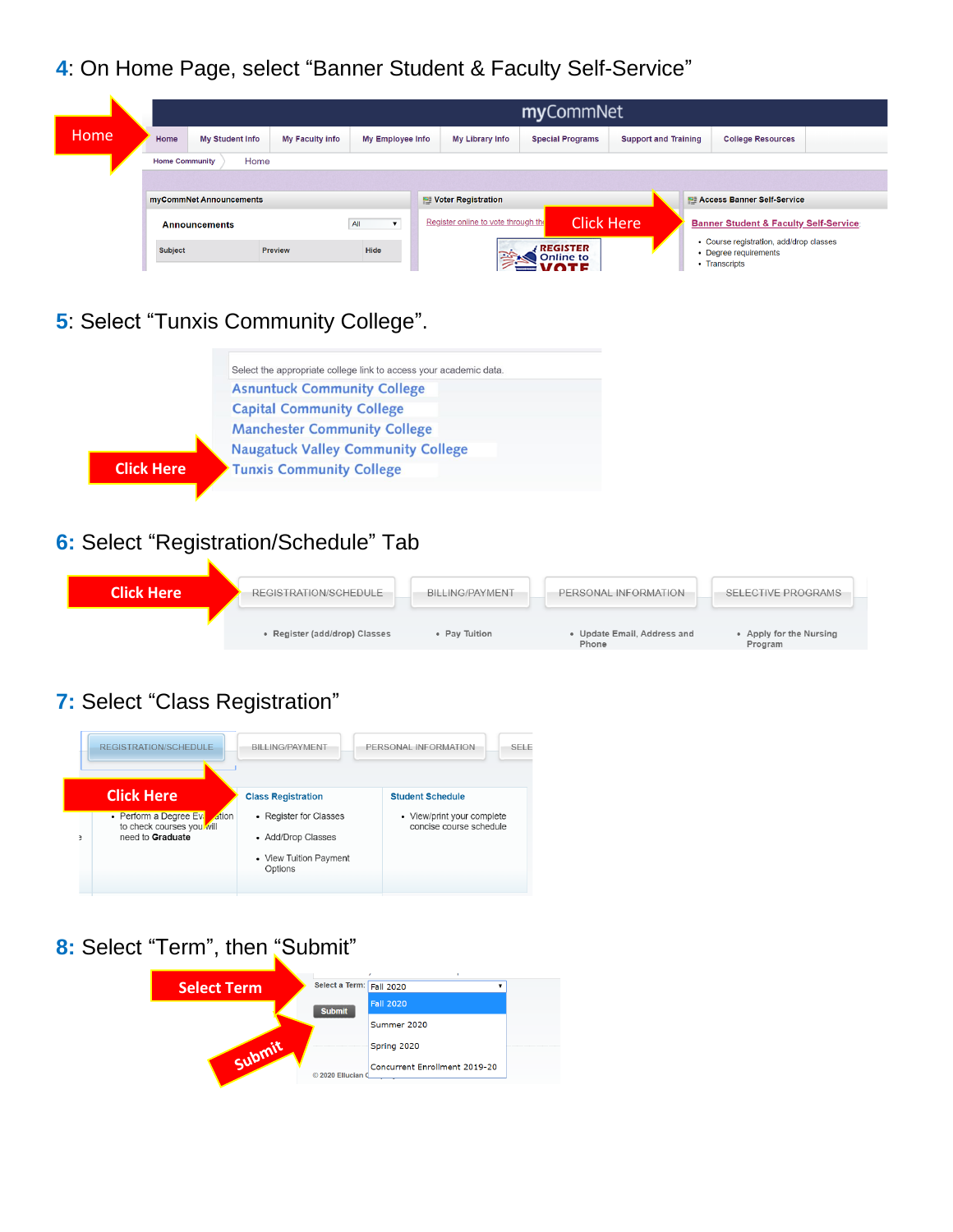**4**: On Home Page, select "Banner Student & Faculty Self-Service"

Home

myCommNet

Home | My Student Info | My Faculty Info | My Employee Info | My Library Info | Special Programs | Support and Training | College Resources

Home Community | Home

myCommNet Announcements

Announcements | All

Subject | Preview | Hide

Voter Registration

Register online to vote through the

REGISTER Online to VOTE

Click Here

Access Banner Self-Service

Banner Student & Faculty Self-Service

- Course registration, add/drop classes
- Degree requirements
- Transcripts

**5**: Select "Tunxis Community College".

Select the appropriate college link to access your academic data.

Asnuntuck Community College

Capital Community College

Manchester Community College

Naugatuck Valley Community College

Click Here

Tunxis Community College

**6:** Select "Registration/Schedule" Tab

Click Here

REGISTRATION/SCHEDULE | BILLING/PAYMENT | PERSONAL INFORMATION | SELECTIVE PROGRAMS

- Register (add/drop) Classes
- Pay Tuition
- Update Email, Address and Phone
- Apply for the Nursing Program

**7:** Select "Class Registration"

REGISTRATION/SCHEDULE | BILLING/PAYMENT | PERSONAL INFORMATION | SELE

Click Here

- Perform a Degree Evaluation to check courses you will need to **Graduate**

Class Registration

- Register for Classes
- Add/Drop Classes
- View Tuition Payment Options

Student Schedule

- View/print your complete concise course schedule

**8:** Select "Term", then "Submit"

Select Term

Select a Term: Fall 2020

Submit

Fall 2020

Summer 2020

Spring 2020

Concurrent Enrollment 2019-20

Submit

© 2020 Ellucian C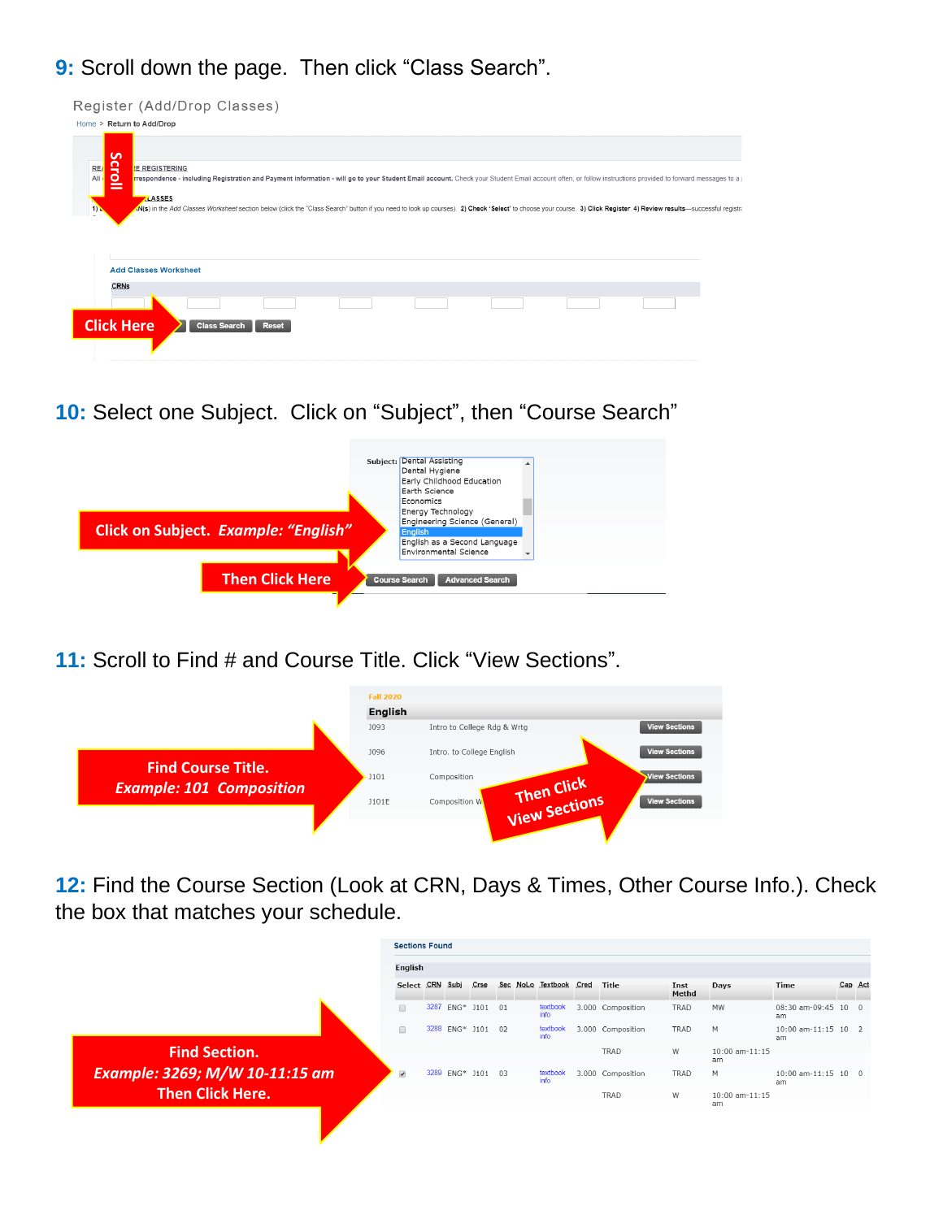**9:** Scroll down the page. Then click "Class Search".

Register (Add/Drop Classes)

Home > Return to Add/Drop

Scroll

Add Classes Worksheet

CRNs

Click Here

Class Search Reset

**10:** Select one Subject. Click on "Subject", then "Course Search"

Subject: Dental Assisting
Dental Hygiene
Early Childhood Education
Earth Science
Economics
Energy Technology
Engineering Science (General)
English
English as a Second Language
Environmental Science

**Click on Subject.** ***Example: "English"***

**Then Click Here**

Course Search Advanced Search

**11:** Scroll to Find # and Course Title. Click "View Sections".

Fall 2020

**English**

| | | |
|---|---|---|
| J093 | Intro to College Rdg & Wrtg | View Sections |
| J096 | Intro. to College English | View Sections |
| J101 | Composition | View Sections |
| J101E | Composition W | View Sections |

**Find Course Title.**
***Example: 101 Composition***

**Then Click View Sections**

**12:** Find the Course Section (Look at CRN, Days & Times, Other Course Info.). Check the box that matches your schedule.

Sections Found

English

| Select | CRN | Subj | Crse | Sec | NoLo | Textbook | Cred | Title | Inst Mthd | Days | Time | Cap | Act |
|---|---|---|---|---|---|---|---|---|---|---|---|---|---|
| ☐ | 3287 | ENG* | J101 | 01 | | textbook info | 3.000 | Composition | TRAD | MW | 08:30 am-09:45 am | 10 | 0 |
| ☐ | 3288 | ENG* | J101 | 02 | | textbook info | 3.000 | Composition | TRAD | M | 10:00 am-11:15 am | 10 | 2 |
| | | | | | | | | TRAD | | W | 10:00 am-11:15 am | | |
| ☑ | 3289 | ENG* | J101 | 03 | | textbook info | 3.000 | Composition | TRAD | M | 10:00 am-11:15 am | 10 | 0 |
| | | | | | | | | TRAD | | W | 10:00 am-11:15 am | | |

**Find Section.**
***Example: 3269; M/W 10-11:15 am***
**Then Click Here.**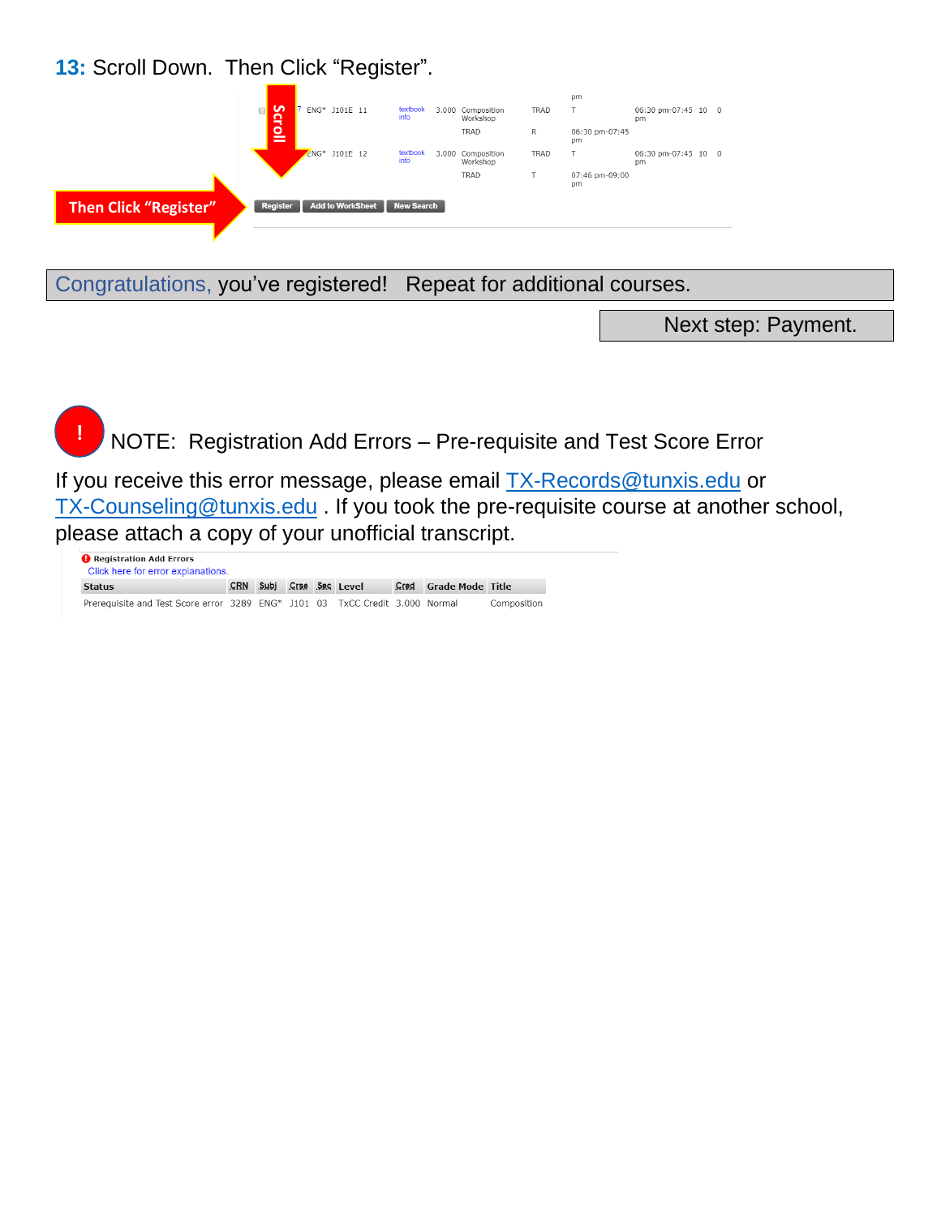**13:** Scroll Down. Then Click "Register".

| | | | | | | | | | | |
|---|---|---|---|---|---|---|---|---|---|---|
| | | | | | | | | pm | | |
| 7 | ENG* | J101E | 11 | textbook info | 3.000 | Composition Workshop | TRAD | T | 06:30 pm-07:45 pm | 10 | 0 |
| | | | | | | TRAD | R | 06:30 pm-07:45 pm | | |
| | ENG* | J101E | 12 | textbook info | 3.000 | Composition Workshop | TRAD | T | 06:30 pm-07:45 pm | 10 | 0 |
| | | | | | | TRAD | T | 07:46 pm-09:00 pm | | |

Scroll

Then Click "Register"

Register | Add to WorkSheet | New Search

Congratulations, you've registered! Repeat for additional courses.

Next step: Payment.

! NOTE: Registration Add Errors – Pre-requisite and Test Score Error

If you receive this error message, please email TX-Records@tunxis.edu or TX-Counseling@tunxis.edu . If you took the pre-requisite course at another school, please attach a copy of your unofficial transcript.

**Registration Add Errors**

Click here for error explanations.

| Status | CRN | Subj | Crse | Sec | Level | Cred | Grade Mode | Title |
|---|---|---|---|---|---|---|---|---|
| Prerequisite and Test Score error | 3289 | ENG* | J101 | 03 | TxCC Credit | 3.000 | Normal | Composition |